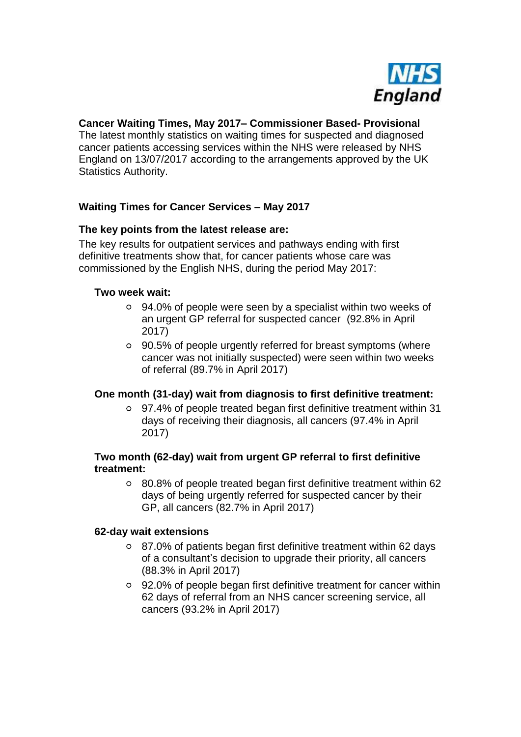NHS England

**Cancer Waiting Times, May 2017– Commissioner Based- Provisional**
The latest monthly statistics on waiting times for suspected and diagnosed cancer patients accessing services within the NHS were released by NHS England on 13/07/2017 according to the arrangements approved by the UK Statistics Authority.

## Waiting Times for Cancer Services – May 2017

### The key points from the latest release are:

The key results for outpatient services and pathways ending with first definitive treatments show that, for cancer patients whose care was commissioned by the English NHS, during the period May 2017:

**Two week wait:**

- 94.0% of people were seen by a specialist within two weeks of an urgent GP referral for suspected cancer (92.8% in April 2017)
- 90.5% of people urgently referred for breast symptoms (where cancer was not initially suspected) were seen within two weeks of referral (89.7% in April 2017)

**One month (31-day) wait from diagnosis to first definitive treatment:**

- 97.4% of people treated began first definitive treatment within 31 days of receiving their diagnosis, all cancers (97.4% in April 2017)

**Two month (62-day) wait from urgent GP referral to first definitive treatment:**

- 80.8% of people treated began first definitive treatment within 62 days of being urgently referred for suspected cancer by their GP, all cancers (82.7% in April 2017)

**62-day wait extensions**

- 87.0% of patients began first definitive treatment within 62 days of a consultant's decision to upgrade their priority, all cancers (88.3% in April 2017)
- 92.0% of people began first definitive treatment for cancer within 62 days of referral from an NHS cancer screening service, all cancers (93.2% in April 2017)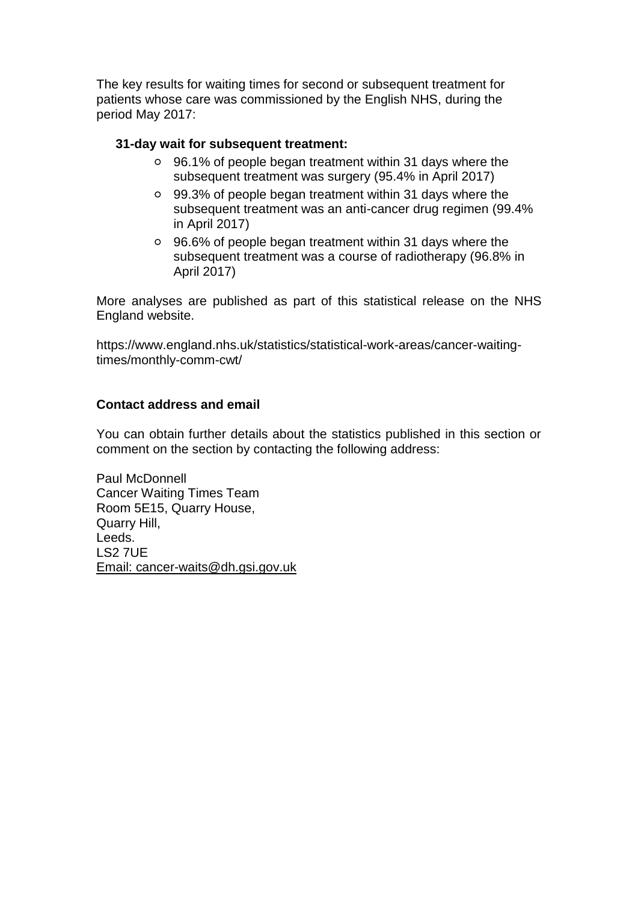The key results for waiting times for second or subsequent treatment for patients whose care was commissioned by the English NHS, during the period May 2017:

**31-day wait for subsequent treatment:**

- 96.1% of people began treatment within 31 days where the subsequent treatment was surgery (95.4% in April 2017)
- 99.3% of people began treatment within 31 days where the subsequent treatment was an anti-cancer drug regimen (99.4% in April 2017)
- 96.6% of people began treatment within 31 days where the subsequent treatment was a course of radiotherapy (96.8% in April 2017)

More analyses are published as part of this statistical release on the NHS England website.

https://www.england.nhs.uk/statistics/statistical-work-areas/cancer-waiting-times/monthly-comm-cwt/

**Contact address and email**

You can obtain further details about the statistics published in this section or comment on the section by contacting the following address:

Paul McDonnell
Cancer Waiting Times Team
Room 5E15, Quarry House,
Quarry Hill,
Leeds.
LS2 7UE
Email: cancer-waits@dh.gsi.gov.uk